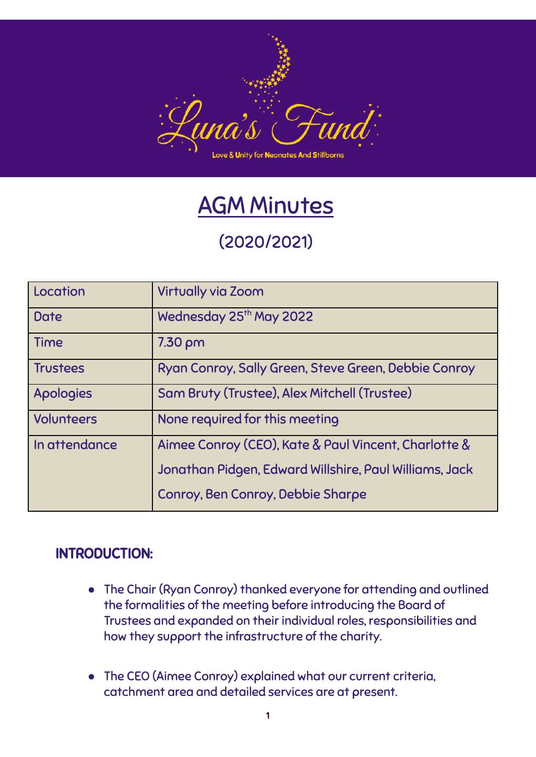Luna's Fund

Love & Unity for Neonates And Stillborns

# AGM Minutes

## (2020/2021)

| Location | Virtually via Zoom |
|---|---|
| Date | Wednesday 25th May 2022 |
| Time | 7.30 pm |
| Trustees | Ryan Conroy, Sally Green, Steve Green, Debbie Conroy |
| Apologies | Sam Bruty (Trustee), Alex Mitchell (Trustee) |
| Volunteers | None required for this meeting |
| In attendance | Aimee Conroy (CEO), Kate & Paul Vincent, Charlotte & Jonathan Pidgen, Edward Willshire, Paul Williams, Jack Conroy, Ben Conroy, Debbie Sharpe |

### INTRODUCTION:

- The Chair (Ryan Conroy) thanked everyone for attending and outlined the formalities of the meeting before introducing the Board of Trustees and expanded on their individual roles, responsibilities and how they support the infrastructure of the charity.

- The CEO (Aimee Conroy) explained what our current criteria, catchment area and detailed services are at present.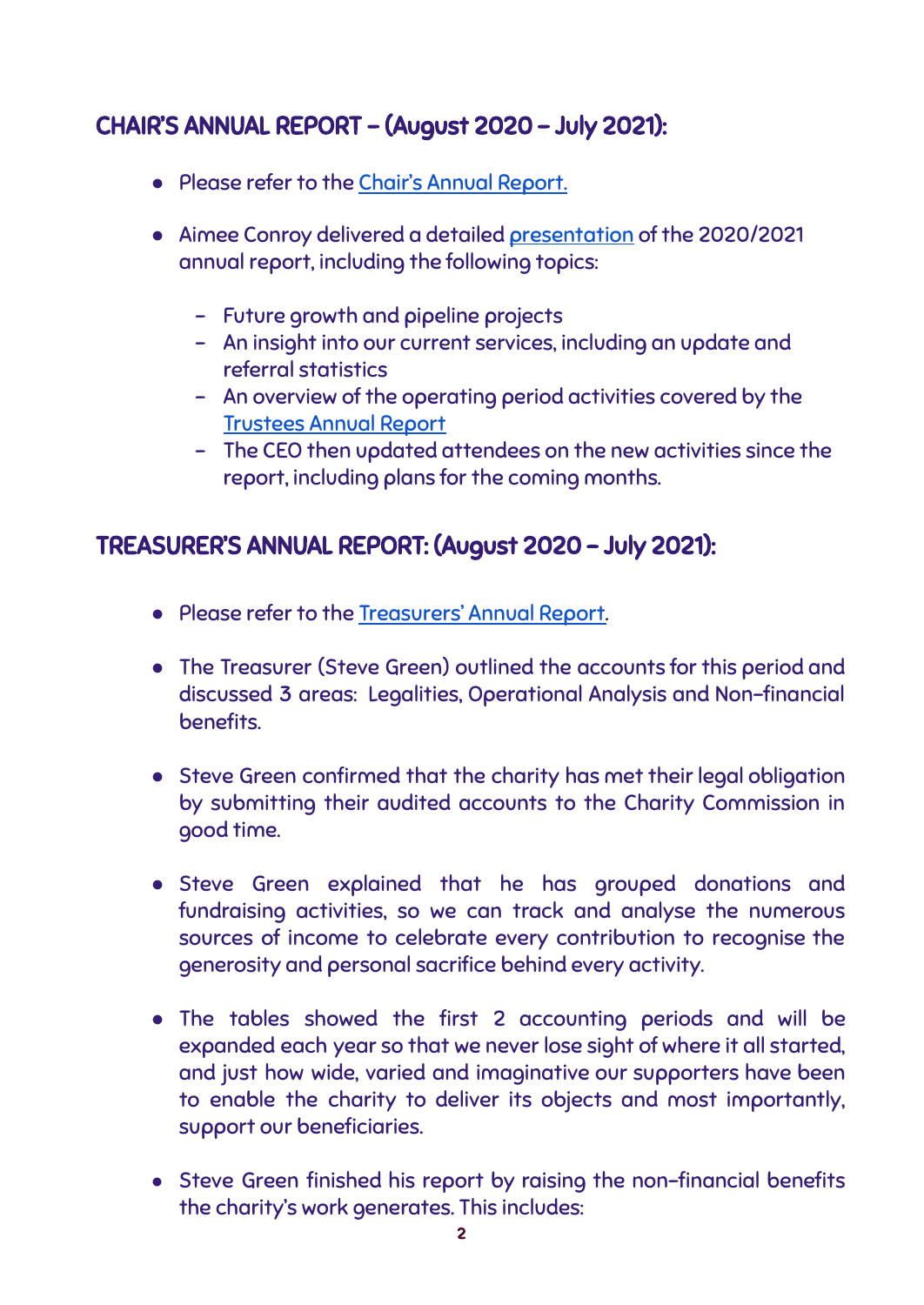## CHAIR'S ANNUAL REPORT – (August 2020 – July 2021):

- Please refer to the Chair's Annual Report.
- Aimee Conroy delivered a detailed presentation of the 2020/2021 annual report, including the following topics:
  - Future growth and pipeline projects
  - An insight into our current services, including an update and referral statistics
  - An overview of the operating period activities covered by the Trustees Annual Report
  - The CEO then updated attendees on the new activities since the report, including plans for the coming months.

## TREASURER'S ANNUAL REPORT: (August 2020 – July 2021):

- Please refer to the Treasurers' Annual Report.
- The Treasurer (Steve Green) outlined the accounts for this period and discussed 3 areas: Legalities, Operational Analysis and Non-financial benefits.
- Steve Green confirmed that the charity has met their legal obligation by submitting their audited accounts to the Charity Commission in good time.
- Steve Green explained that he has grouped donations and fundraising activities, so we can track and analyse the numerous sources of income to celebrate every contribution to recognise the generosity and personal sacrifice behind every activity.
- The tables showed the first 2 accounting periods and will be expanded each year so that we never lose sight of where it all started, and just how wide, varied and imaginative our supporters have been to enable the charity to deliver its objects and most importantly, support our beneficiaries.
- Steve Green finished his report by raising the non-financial benefits the charity's work generates. This includes: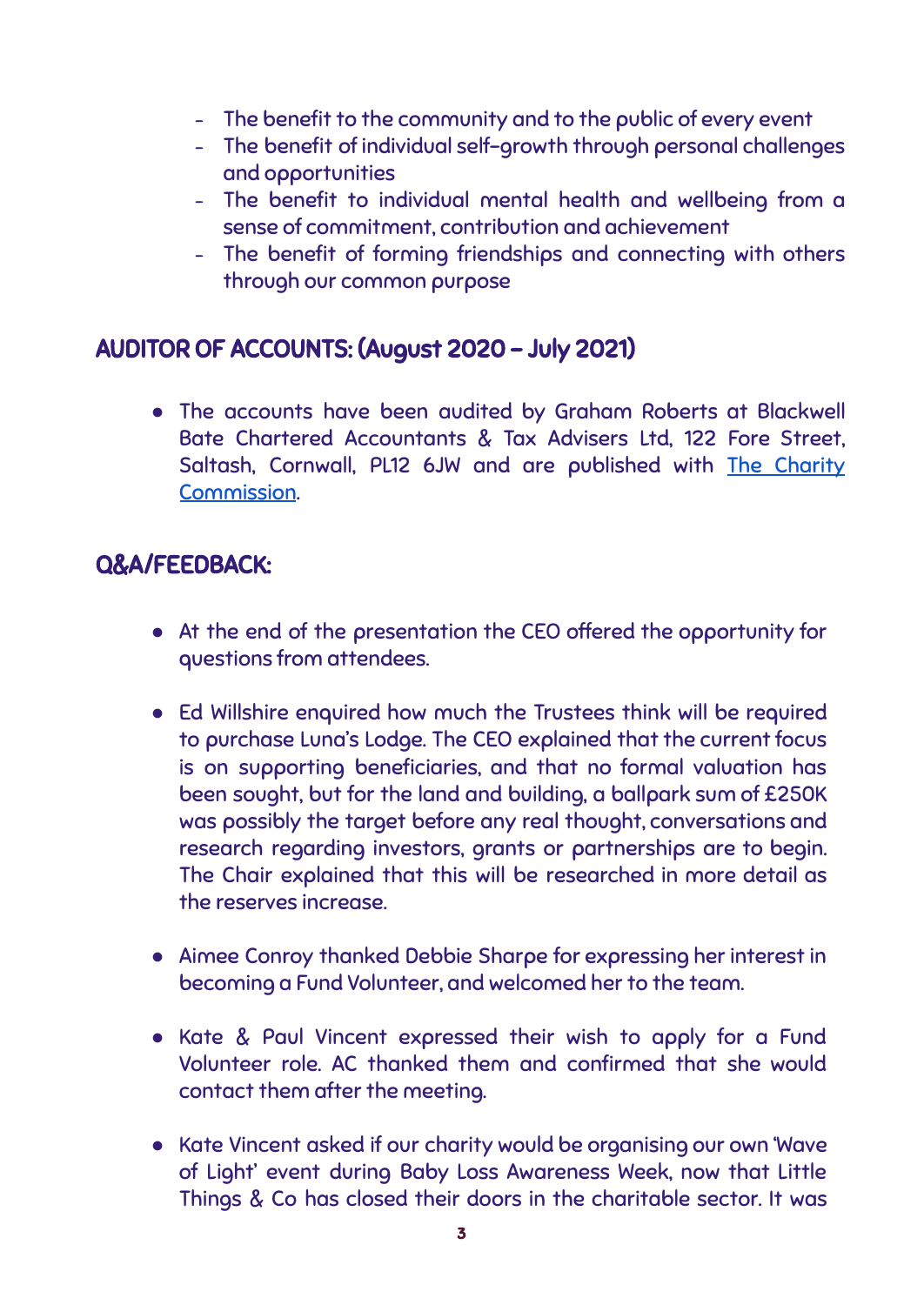- The benefit to the community and to the public of every event
- The benefit of individual self-growth through personal challenges and opportunities
- The benefit to individual mental health and wellbeing from a sense of commitment, contribution and achievement
- The benefit of forming friendships and connecting with others through our common purpose

## AUDITOR OF ACCOUNTS: (August 2020 – July 2021)

- The accounts have been audited by Graham Roberts at Blackwell Bate Chartered Accountants & Tax Advisers Ltd, 122 Fore Street, Saltash, Cornwall, PL12 6JW and are published with The Charity Commission.

## Q&A/FEEDBACK:

- At the end of the presentation the CEO offered the opportunity for questions from attendees.

- Ed Willshire enquired how much the Trustees think will be required to purchase Luna's Lodge. The CEO explained that the current focus is on supporting beneficiaries, and that no formal valuation has been sought, but for the land and building, a ballpark sum of £250K was possibly the target before any real thought, conversations and research regarding investors, grants or partnerships are to begin. The Chair explained that this will be researched in more detail as the reserves increase.

- Aimee Conroy thanked Debbie Sharpe for expressing her interest in becoming a Fund Volunteer, and welcomed her to the team.

- Kate & Paul Vincent expressed their wish to apply for a Fund Volunteer role. AC thanked them and confirmed that she would contact them after the meeting.

- Kate Vincent asked if our charity would be organising our own 'Wave of Light' event during Baby Loss Awareness Week, now that Little Things & Co has closed their doors in the charitable sector. It was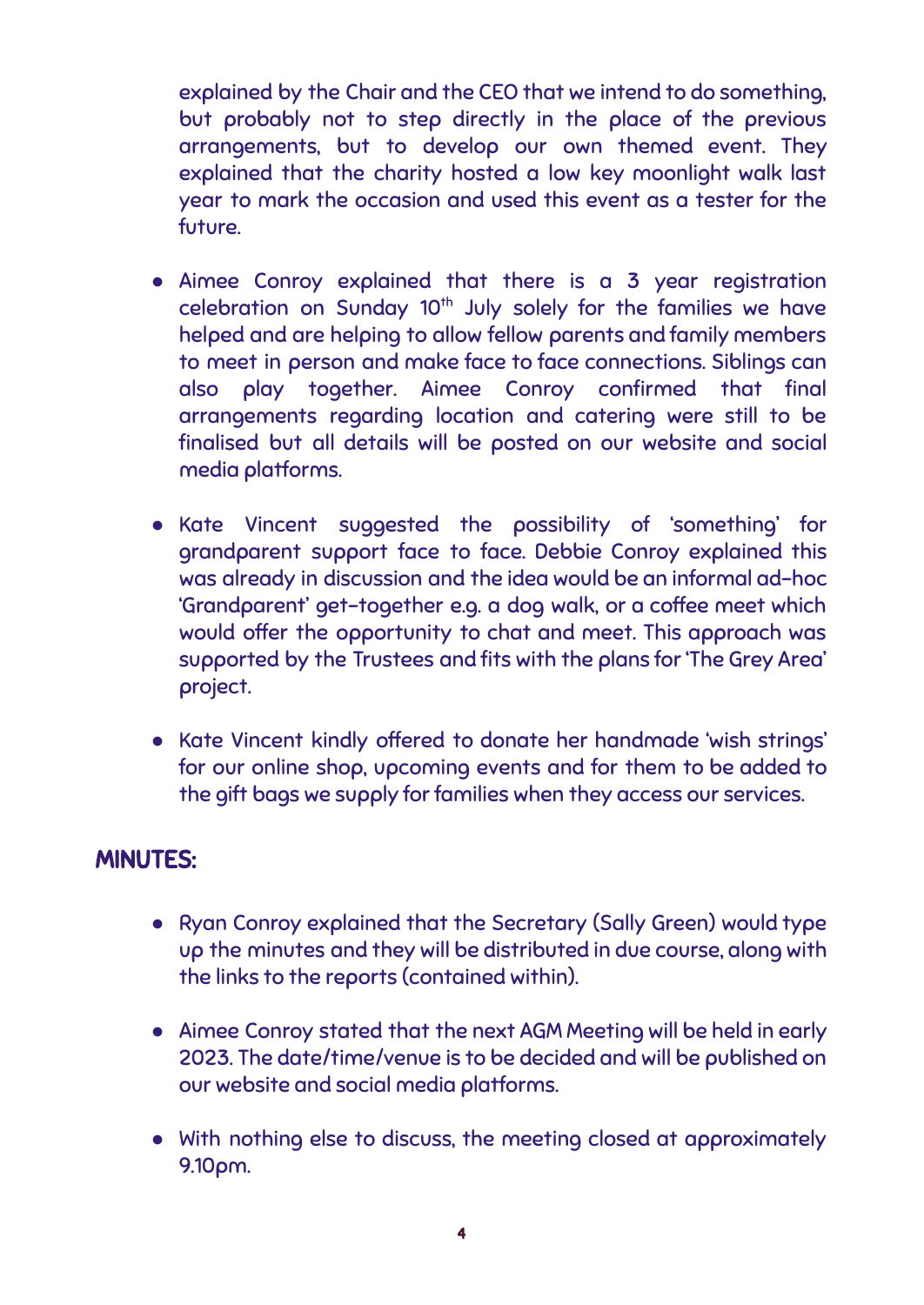explained by the Chair and the CEO that we intend to do something, but probably not to step directly in the place of the previous arrangements, but to develop our own themed event. They explained that the charity hosted a low key moonlight walk last year to mark the occasion and used this event as a tester for the future.

- Aimee Conroy explained that there is a 3 year registration celebration on Sunday 10th July solely for the families we have helped and are helping to allow fellow parents and family members to meet in person and make face to face connections. Siblings can also play together. Aimee Conroy confirmed that final arrangements regarding location and catering were still to be finalised but all details will be posted on our website and social media platforms.

- Kate Vincent suggested the possibility of 'something' for grandparent support face to face. Debbie Conroy explained this was already in discussion and the idea would be an informal ad-hoc 'Grandparent' get-together e.g. a dog walk, or a coffee meet which would offer the opportunity to chat and meet. This approach was supported by the Trustees and fits with the plans for 'The Grey Area' project.

- Kate Vincent kindly offered to donate her handmade 'wish strings' for our online shop, upcoming events and for them to be added to the gift bags we supply for families when they access our services.

## MINUTES:

- Ryan Conroy explained that the Secretary (Sally Green) would type up the minutes and they will be distributed in due course, along with the links to the reports (contained within).

- Aimee Conroy stated that the next AGM Meeting will be held in early 2023. The date/time/venue is to be decided and will be published on our website and social media platforms.

- With nothing else to discuss, the meeting closed at approximately 9.10pm.